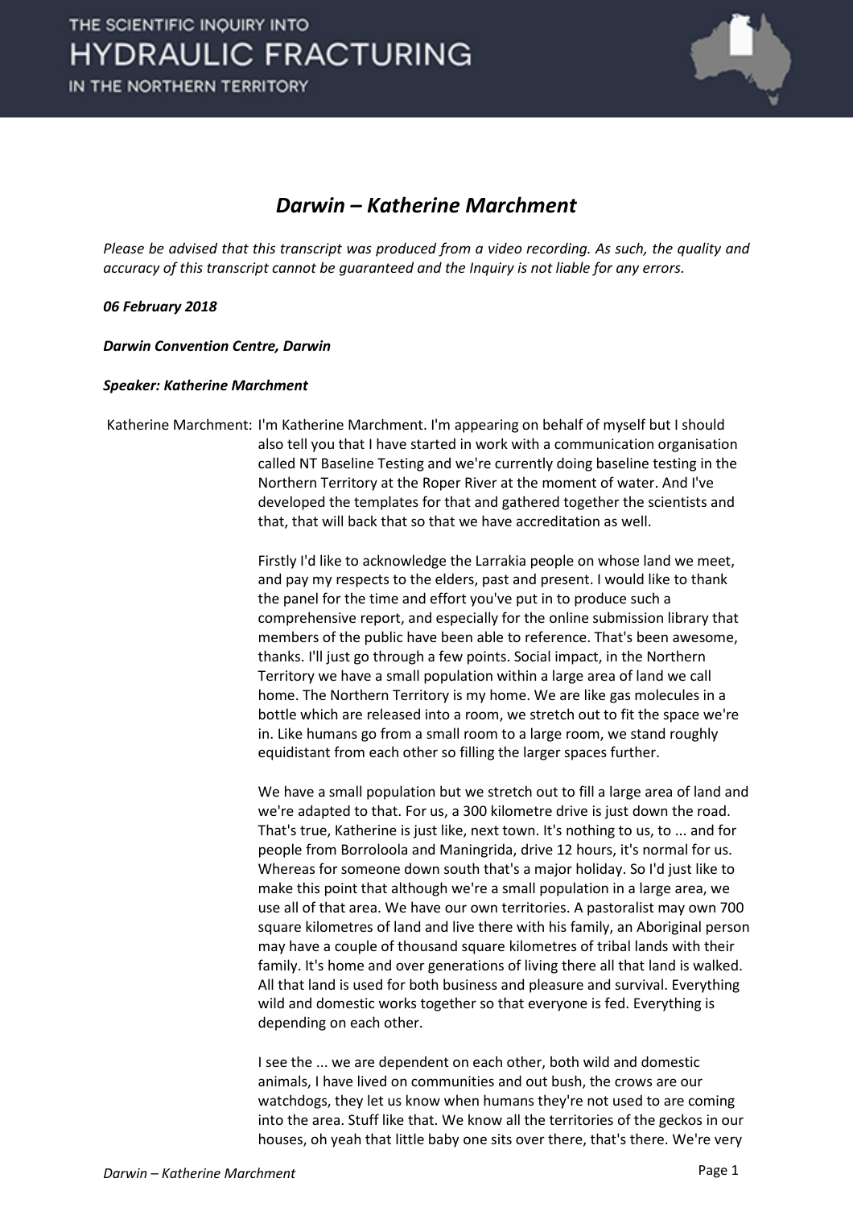# *Darwin – Katherine Marchment*

*Please be advised that this transcript was produced from a video recording. As such, the quality and accuracy of this transcript cannot be guaranteed and the Inquiry is not liable for any errors.*

***06 February 2018***

***Darwin Convention Centre, Darwin***

***Speaker: Katherine Marchment***

Katherine Marchment: I'm Katherine Marchment. I'm appearing on behalf of myself but I should also tell you that I have started in work with a communication organisation called NT Baseline Testing and we're currently doing baseline testing in the Northern Territory at the Roper River at the moment of water. And I've developed the templates for that and gathered together the scientists and that, that will back that so that we have accreditation as well.

Firstly I'd like to acknowledge the Larrakia people on whose land we meet, and pay my respects to the elders, past and present. I would like to thank the panel for the time and effort you've put in to produce such a comprehensive report, and especially for the online submission library that members of the public have been able to reference. That's been awesome, thanks. I'll just go through a few points. Social impact, in the Northern Territory we have a small population within a large area of land we call home. The Northern Territory is my home. We are like gas molecules in a bottle which are released into a room, we stretch out to fit the space we're in. Like humans go from a small room to a large room, we stand roughly equidistant from each other so filling the larger spaces further.

We have a small population but we stretch out to fill a large area of land and we're adapted to that. For us, a 300 kilometre drive is just down the road. That's true, Katherine is just like, next town. It's nothing to us, to ... and for people from Borroloola and Maningrida, drive 12 hours, it's normal for us. Whereas for someone down south that's a major holiday. So I'd just like to make this point that although we're a small population in a large area, we use all of that area. We have our own territories. A pastoralist may own 700 square kilometres of land and live there with his family, an Aboriginal person may have a couple of thousand square kilometres of tribal lands with their family. It's home and over generations of living there all that land is walked. All that land is used for both business and pleasure and survival. Everything wild and domestic works together so that everyone is fed. Everything is depending on each other.

I see the ... we are dependent on each other, both wild and domestic animals, I have lived on communities and out bush, the crows are our watchdogs, they let us know when humans they're not used to are coming into the area. Stuff like that. We know all the territories of the geckos in our houses, oh yeah that little baby one sits over there, that's there. We're very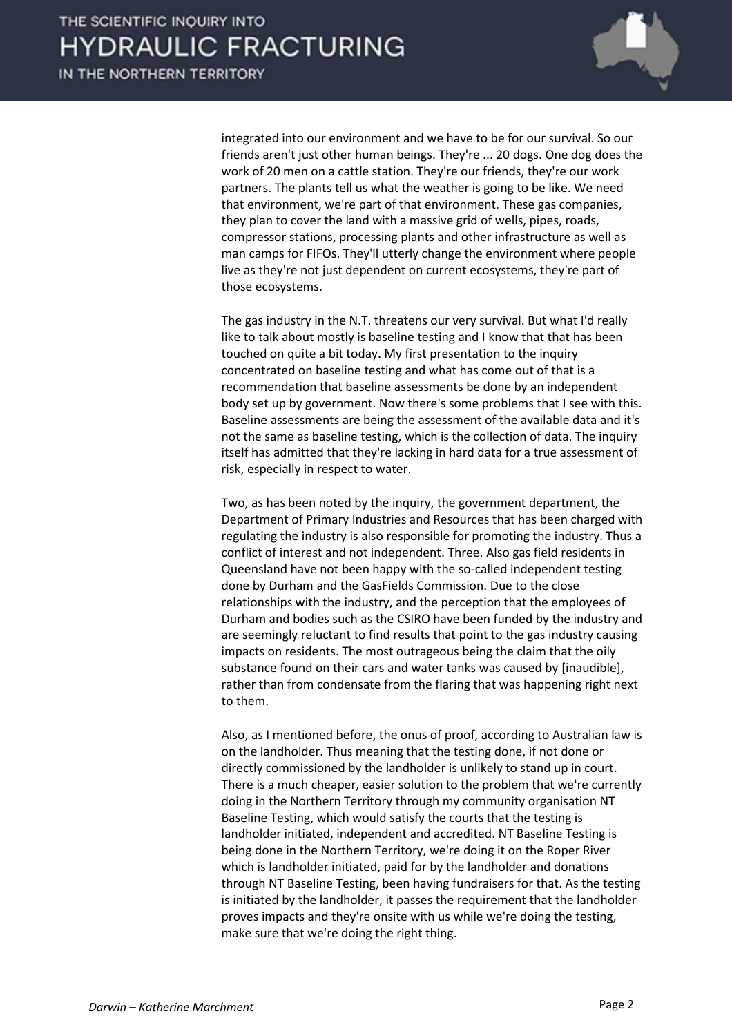integrated into our environment and we have to be for our survival. So our friends aren't just other human beings. They're ... 20 dogs. One dog does the work of 20 men on a cattle station. They're our friends, they're our work partners. The plants tell us what the weather is going to be like. We need that environment, we're part of that environment. These gas companies, they plan to cover the land with a massive grid of wells, pipes, roads, compressor stations, processing plants and other infrastructure as well as man camps for FIFOs. They'll utterly change the environment where people live as they're not just dependent on current ecosystems, they're part of those ecosystems.

The gas industry in the N.T. threatens our very survival. But what I'd really like to talk about mostly is baseline testing and I know that that has been touched on quite a bit today. My first presentation to the inquiry concentrated on baseline testing and what has come out of that is a recommendation that baseline assessments be done by an independent body set up by government. Now there's some problems that I see with this. Baseline assessments are being the assessment of the available data and it's not the same as baseline testing, which is the collection of data. The inquiry itself has admitted that they're lacking in hard data for a true assessment of risk, especially in respect to water.

Two, as has been noted by the inquiry, the government department, the Department of Primary Industries and Resources that has been charged with regulating the industry is also responsible for promoting the industry. Thus a conflict of interest and not independent. Three. Also gas field residents in Queensland have not been happy with the so-called independent testing done by Durham and the GasFields Commission. Due to the close relationships with the industry, and the perception that the employees of Durham and bodies such as the CSIRO have been funded by the industry and are seemingly reluctant to find results that point to the gas industry causing impacts on residents. The most outrageous being the claim that the oily substance found on their cars and water tanks was caused by [inaudible], rather than from condensate from the flaring that was happening right next to them.

Also, as I mentioned before, the onus of proof, according to Australian law is on the landholder. Thus meaning that the testing done, if not done or directly commissioned by the landholder is unlikely to stand up in court. There is a much cheaper, easier solution to the problem that we're currently doing in the Northern Territory through my community organisation NT Baseline Testing, which would satisfy the courts that the testing is landholder initiated, independent and accredited. NT Baseline Testing is being done in the Northern Territory, we're doing it on the Roper River which is landholder initiated, paid for by the landholder and donations through NT Baseline Testing, been having fundraisers for that. As the testing is initiated by the landholder, it passes the requirement that the landholder proves impacts and they're onsite with us while we're doing the testing, make sure that we're doing the right thing.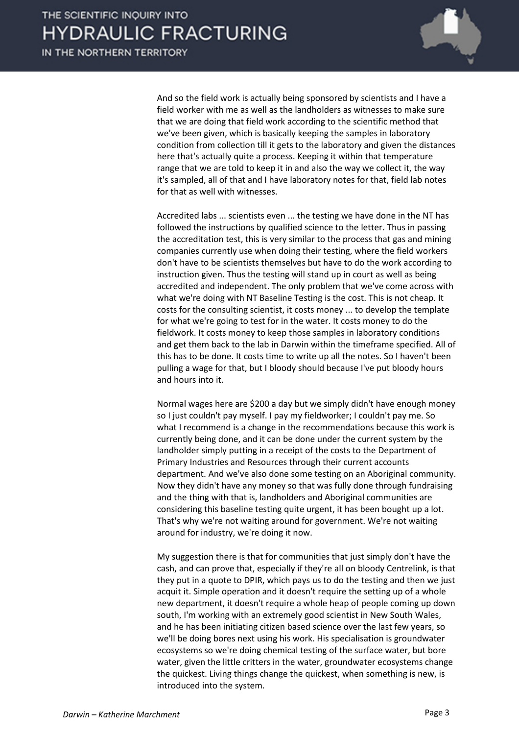And so the field work is actually being sponsored by scientists and I have a field worker with me as well as the landholders as witnesses to make sure that we are doing that field work according to the scientific method that we've been given, which is basically keeping the samples in laboratory condition from collection till it gets to the laboratory and given the distances here that's actually quite a process. Keeping it within that temperature range that we are told to keep it in and also the way we collect it, the way it's sampled, all of that and I have laboratory notes for that, field lab notes for that as well with witnesses.

Accredited labs ... scientists even ... the testing we have done in the NT has followed the instructions by qualified science to the letter. Thus in passing the accreditation test, this is very similar to the process that gas and mining companies currently use when doing their testing, where the field workers don't have to be scientists themselves but have to do the work according to instruction given. Thus the testing will stand up in court as well as being accredited and independent. The only problem that we've come across with what we're doing with NT Baseline Testing is the cost. This is not cheap. It costs for the consulting scientist, it costs money ... to develop the template for what we're going to test for in the water. It costs money to do the fieldwork. It costs money to keep those samples in laboratory conditions and get them back to the lab in Darwin within the timeframe specified. All of this has to be done. It costs time to write up all the notes. So I haven't been pulling a wage for that, but I bloody should because I've put bloody hours and hours into it.

Normal wages here are $200 a day but we simply didn't have enough money so I just couldn't pay myself. I pay my fieldworker; I couldn't pay me. So what I recommend is a change in the recommendations because this work is currently being done, and it can be done under the current system by the landholder simply putting in a receipt of the costs to the Department of Primary Industries and Resources through their current accounts department. And we've also done some testing on an Aboriginal community. Now they didn't have any money so that was fully done through fundraising and the thing with that is, landholders and Aboriginal communities are considering this baseline testing quite urgent, it has been bought up a lot. That's why we're not waiting around for government. We're not waiting around for industry, we're doing it now.

My suggestion there is that for communities that just simply don't have the cash, and can prove that, especially if they're all on bloody Centrelink, is that they put in a quote to DPIR, which pays us to do the testing and then we just acquit it. Simple operation and it doesn't require the setting up of a whole new department, it doesn't require a whole heap of people coming up down south, I'm working with an extremely good scientist in New South Wales, and he has been initiating citizen based science over the last few years, so we'll be doing bores next using his work. His specialisation is groundwater ecosystems so we're doing chemical testing of the surface water, but bore water, given the little critters in the water, groundwater ecosystems change the quickest. Living things change the quickest, when something is new, is introduced into the system.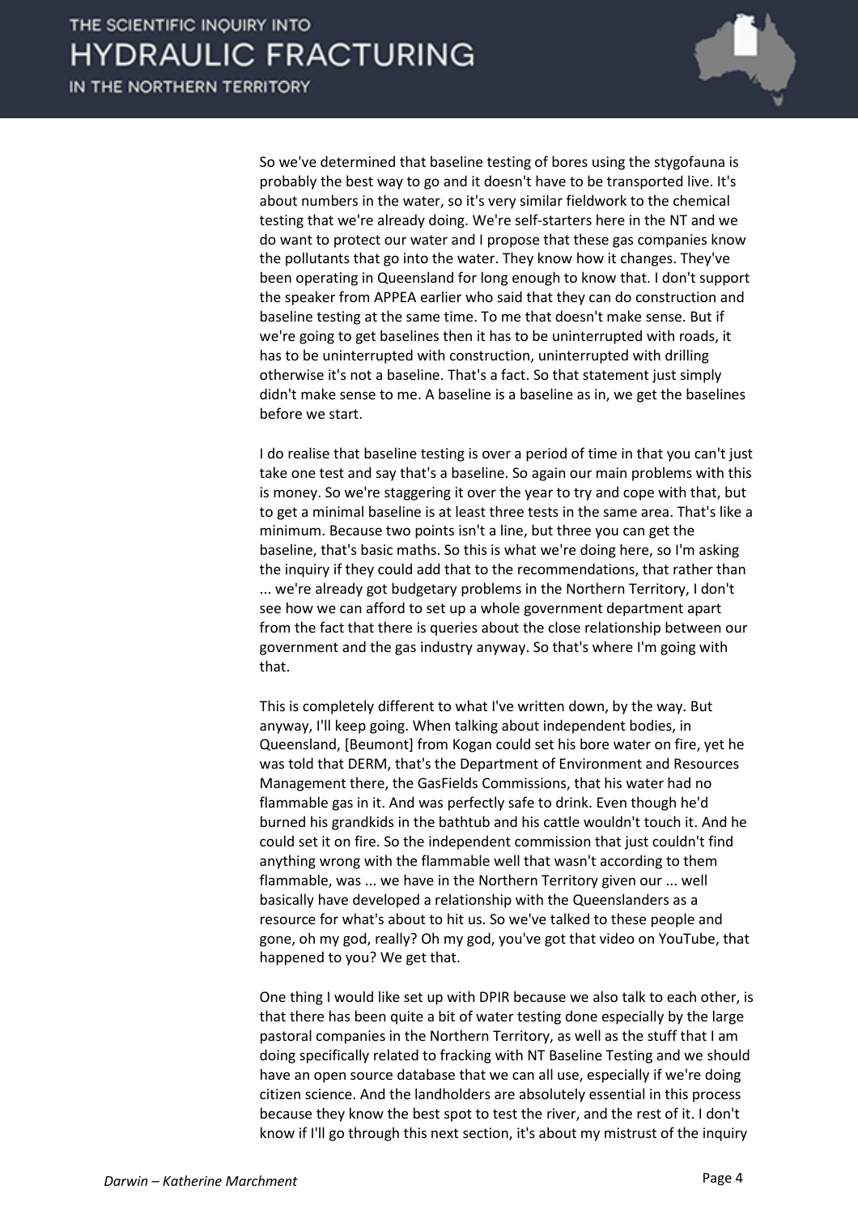So we've determined that baseline testing of bores using the stygofauna is probably the best way to go and it doesn't have to be transported live. It's about numbers in the water, so it's very similar fieldwork to the chemical testing that we're already doing. We're self-starters here in the NT and we do want to protect our water and I propose that these gas companies know the pollutants that go into the water. They know how it changes. They've been operating in Queensland for long enough to know that. I don't support the speaker from APPEA earlier who said that they can do construction and baseline testing at the same time. To me that doesn't make sense. But if we're going to get baselines then it has to be uninterrupted with roads, it has to be uninterrupted with construction, uninterrupted with drilling otherwise it's not a baseline. That's a fact. So that statement just simply didn't make sense to me. A baseline is a baseline as in, we get the baselines before we start.

I do realise that baseline testing is over a period of time in that you can't just take one test and say that's a baseline. So again our main problems with this is money. So we're staggering it over the year to try and cope with that, but to get a minimal baseline is at least three tests in the same area. That's like a minimum. Because two points isn't a line, but three you can get the baseline, that's basic maths. So this is what we're doing here, so I'm asking the inquiry if they could add that to the recommendations, that rather than ... we're already got budgetary problems in the Northern Territory, I don't see how we can afford to set up a whole government department apart from the fact that there is queries about the close relationship between our government and the gas industry anyway. So that's where I'm going with that.

This is completely different to what I've written down, by the way. But anyway, I'll keep going. When talking about independent bodies, in Queensland, [Beumont] from Kogan could set his bore water on fire, yet he was told that DERM, that's the Department of Environment and Resources Management there, the GasFields Commissions, that his water had no flammable gas in it. And was perfectly safe to drink. Even though he'd burned his grandkids in the bathtub and his cattle wouldn't touch it. And he could set it on fire. So the independent commission that just couldn't find anything wrong with the flammable well that wasn't according to them flammable, was ... we have in the Northern Territory given our ... well basically have developed a relationship with the Queenslanders as a resource for what's about to hit us. So we've talked to these people and gone, oh my god, really? Oh my god, you've got that video on YouTube, that happened to you? We get that.

One thing I would like set up with DPIR because we also talk to each other, is that there has been quite a bit of water testing done especially by the large pastoral companies in the Northern Territory, as well as the stuff that I am doing specifically related to fracking with NT Baseline Testing and we should have an open source database that we can all use, especially if we're doing citizen science. And the landholders are absolutely essential in this process because they know the best spot to test the river, and the rest of it. I don't know if I'll go through this next section, it's about my mistrust of the inquiry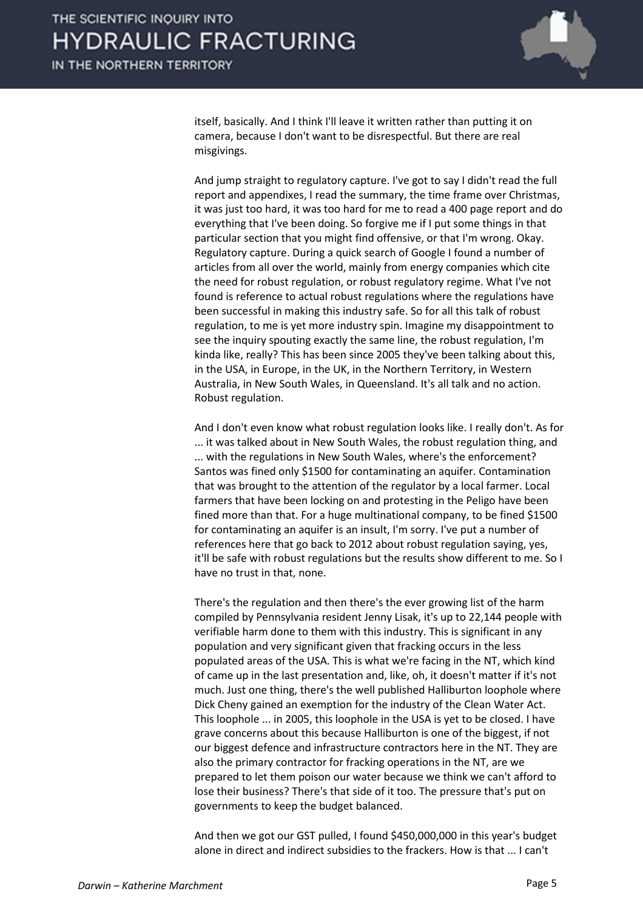itself, basically. And I think I'll leave it written rather than putting it on camera, because I don't want to be disrespectful. But there are real misgivings.

And jump straight to regulatory capture. I've got to say I didn't read the full report and appendixes, I read the summary, the time frame over Christmas, it was just too hard, it was too hard for me to read a 400 page report and do everything that I've been doing. So forgive me if I put some things in that particular section that you might find offensive, or that I'm wrong. Okay. Regulatory capture. During a quick search of Google I found a number of articles from all over the world, mainly from energy companies which cite the need for robust regulation, or robust regulatory regime. What I've not found is reference to actual robust regulations where the regulations have been successful in making this industry safe. So for all this talk of robust regulation, to me is yet more industry spin. Imagine my disappointment to see the inquiry spouting exactly the same line, the robust regulation, I'm kinda like, really? This has been since 2005 they've been talking about this, in the USA, in Europe, in the UK, in the Northern Territory, in Western Australia, in New South Wales, in Queensland. It's all talk and no action. Robust regulation.

And I don't even know what robust regulation looks like. I really don't. As for ... it was talked about in New South Wales, the robust regulation thing, and ... with the regulations in New South Wales, where's the enforcement? Santos was fined only $1500 for contaminating an aquifer. Contamination that was brought to the attention of the regulator by a local farmer. Local farmers that have been locking on and protesting in the Peligo have been fined more than that. For a huge multinational company, to be fined $1500 for contaminating an aquifer is an insult, I'm sorry. I've put a number of references here that go back to 2012 about robust regulation saying, yes, it'll be safe with robust regulations but the results show different to me. So I have no trust in that, none.

There's the regulation and then there's the ever growing list of the harm compiled by Pennsylvania resident Jenny Lisak, it's up to 22,144 people with verifiable harm done to them with this industry. This is significant in any population and very significant given that fracking occurs in the less populated areas of the USA. This is what we're facing in the NT, which kind of came up in the last presentation and, like, oh, it doesn't matter if it's not much. Just one thing, there's the well published Halliburton loophole where Dick Cheny gained an exemption for the industry of the Clean Water Act. This loophole ... in 2005, this loophole in the USA is yet to be closed. I have grave concerns about this because Halliburton is one of the biggest, if not our biggest defence and infrastructure contractors here in the NT. They are also the primary contractor for fracking operations in the NT, are we prepared to let them poison our water because we think we can't afford to lose their business? There's that side of it too. The pressure that's put on governments to keep the budget balanced.

And then we got our GST pulled, I found $450,000,000 in this year's budget alone in direct and indirect subsidies to the frackers. How is that ... I can't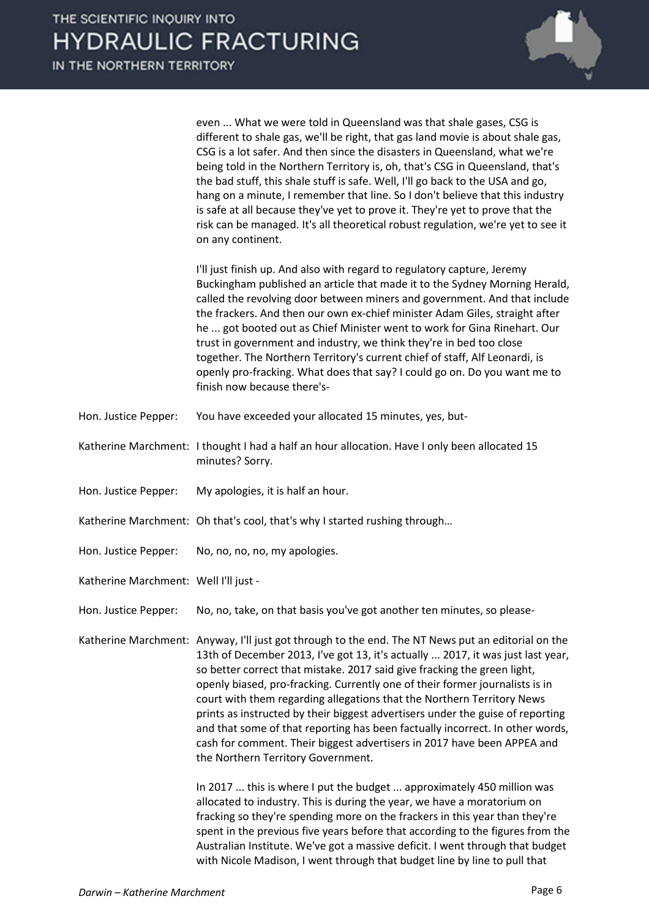even ... What we were told in Queensland was that shale gases, CSG is different to shale gas, we'll be right, that gas land movie is about shale gas, CSG is a lot safer. And then since the disasters in Queensland, what we're being told in the Northern Territory is, oh, that's CSG in Queensland, that's the bad stuff, this shale stuff is safe. Well, I'll go back to the USA and go, hang on a minute, I remember that line. So I don't believe that this industry is safe at all because they've yet to prove it. They're yet to prove that the risk can be managed. It's all theoretical robust regulation, we're yet to see it on any continent.

I'll just finish up. And also with regard to regulatory capture, Jeremy Buckingham published an article that made it to the Sydney Morning Herald, called the revolving door between miners and government. And that include the frackers. And then our own ex-chief minister Adam Giles, straight after he ... got booted out as Chief Minister went to work for Gina Rinehart. Our trust in government and industry, we think they're in bed too close together. The Northern Territory's current chief of staff, Alf Leonardi, is openly pro-fracking. What does that say? I could go on. Do you want me to finish now because there's-

Hon. Justice Pepper: You have exceeded your allocated 15 minutes, yes, but-

Katherine Marchment: I thought I had a half an hour allocation. Have I only been allocated 15 minutes? Sorry.

Hon. Justice Pepper: My apologies, it is half an hour.

Katherine Marchment: Oh that's cool, that's why I started rushing through…

Hon. Justice Pepper: No, no, no, no, my apologies.

Katherine Marchment: Well I'll just -

Hon. Justice Pepper: No, no, take, on that basis you've got another ten minutes, so please-

Katherine Marchment: Anyway, I'll just got through to the end. The NT News put an editorial on the 13th of December 2013, I've got 13, it's actually ... 2017, it was just last year, so better correct that mistake. 2017 said give fracking the green light, openly biased, pro-fracking. Currently one of their former journalists is in court with them regarding allegations that the Northern Territory News prints as instructed by their biggest advertisers under the guise of reporting and that some of that reporting has been factually incorrect. In other words, cash for comment. Their biggest advertisers in 2017 have been APPEA and the Northern Territory Government.

In 2017 ... this is where I put the budget ... approximately 450 million was allocated to industry. This is during the year, we have a moratorium on fracking so they're spending more on the frackers in this year than they're spent in the previous five years before that according to the figures from the Australian Institute. We've got a massive deficit. I went through that budget with Nicole Madison, I went through that budget line by line to pull that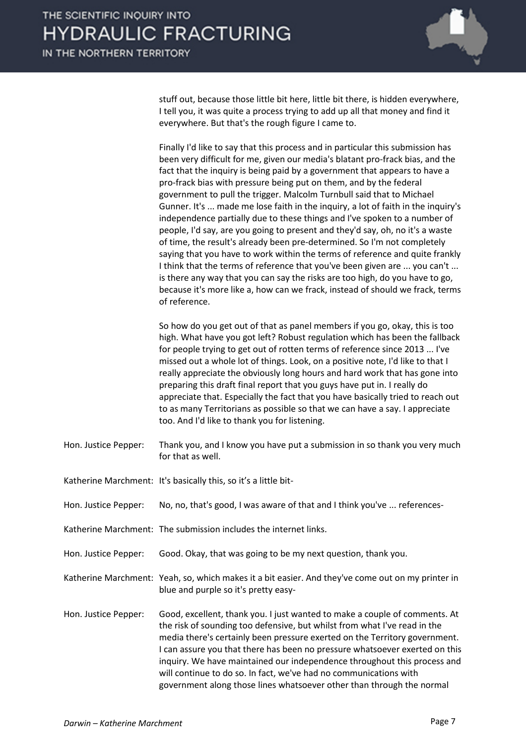stuff out, because those little bit here, little bit there, is hidden everywhere, I tell you, it was quite a process trying to add up all that money and find it everywhere. But that's the rough figure I came to.

Finally I'd like to say that this process and in particular this submission has been very difficult for me, given our media's blatant pro-frack bias, and the fact that the inquiry is being paid by a government that appears to have a pro-frack bias with pressure being put on them, and by the federal government to pull the trigger. Malcolm Turnbull said that to Michael Gunner. It's ... made me lose faith in the inquiry, a lot of faith in the inquiry's independence partially due to these things and I've spoken to a number of people, I'd say, are you going to present and they'd say, oh, no it's a waste of time, the result's already been pre-determined. So I'm not completely saying that you have to work within the terms of reference and quite frankly I think that the terms of reference that you've been given are ... you can't ... is there any way that you can say the risks are too high, do you have to go, because it's more like a, how can we frack, instead of should we frack, terms of reference.

So how do you get out of that as panel members if you go, okay, this is too high. What have you got left? Robust regulation which has been the fallback for people trying to get out of rotten terms of reference since 2013 ... I've missed out a whole lot of things. Look, on a positive note, I'd like to that I really appreciate the obviously long hours and hard work that has gone into preparing this draft final report that you guys have put in. I really do appreciate that. Especially the fact that you have basically tried to reach out to as many Territorians as possible so that we can have a say. I appreciate too. And I'd like to thank you for listening.

Hon. Justice Pepper: Thank you, and I know you have put a submission in so thank you very much for that as well.

Katherine Marchment: It's basically this, so it's a little bit-

Hon. Justice Pepper: No, no, that's good, I was aware of that and I think you've ... references-

Katherine Marchment: The submission includes the internet links.

Hon. Justice Pepper: Good. Okay, that was going to be my next question, thank you.

Katherine Marchment: Yeah, so, which makes it a bit easier. And they've come out on my printer in blue and purple so it's pretty easy-

Hon. Justice Pepper: Good, excellent, thank you. I just wanted to make a couple of comments. At the risk of sounding too defensive, but whilst from what I've read in the media there's certainly been pressure exerted on the Territory government. I can assure you that there has been no pressure whatsoever exerted on this inquiry. We have maintained our independence throughout this process and will continue to do so. In fact, we've had no communications with government along those lines whatsoever other than through the normal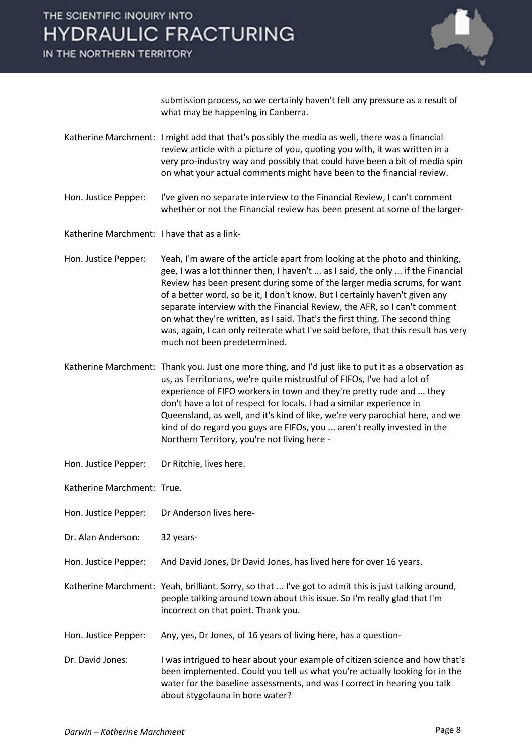submission process, so we certainly haven't felt any pressure as a result of what may be happening in Canberra.

Katherine Marchment: I might add that that's possibly the media as well, there was a financial review article with a picture of you, quoting you with, it was written in a very pro-industry way and possibly that could have been a bit of media spin on what your actual comments might have been to the financial review.

Hon. Justice Pepper: I've given no separate interview to the Financial Review, I can't comment whether or not the Financial review has been present at some of the larger-

Katherine Marchment: I have that as a link-

Hon. Justice Pepper: Yeah, I'm aware of the article apart from looking at the photo and thinking, gee, I was a lot thinner then, I haven't ... as I said, the only ... if the Financial Review has been present during some of the larger media scrums, for want of a better word, so be it, I don't know. But I certainly haven't given any separate interview with the Financial Review, the AFR, so I can't comment on what they're written, as I said. That's the first thing. The second thing was, again, I can only reiterate what I've said before, that this result has very much not been predetermined.

Katherine Marchment: Thank you. Just one more thing, and I'd just like to put it as a observation as us, as Territorians, we're quite mistrustful of FIFOs, I've had a lot of experience of FIFO workers in town and they're pretty rude and ... they don't have a lot of respect for locals. I had a similar experience in Queensland, as well, and it's kind of like, we're very parochial here, and we kind of do regard you guys are FIFOs, you ... aren't really invested in the Northern Territory, you're not living here -

Hon. Justice Pepper: Dr Ritchie, lives here.

Katherine Marchment: True.

Hon. Justice Pepper: Dr Anderson lives here-

Dr. Alan Anderson: 32 years-

Hon. Justice Pepper: And David Jones, Dr David Jones, has lived here for over 16 years.

Katherine Marchment: Yeah, brilliant. Sorry, so that ... I've got to admit this is just talking around, people talking around town about this issue. So I'm really glad that I'm incorrect on that point. Thank you.

Hon. Justice Pepper: Any, yes, Dr Jones, of 16 years of living here, has a question-

Dr. David Jones: I was intrigued to hear about your example of citizen science and how that's been implemented. Could you tell us what you're actually looking for in the water for the baseline assessments, and was I correct in hearing you talk about stygofauna in bore water?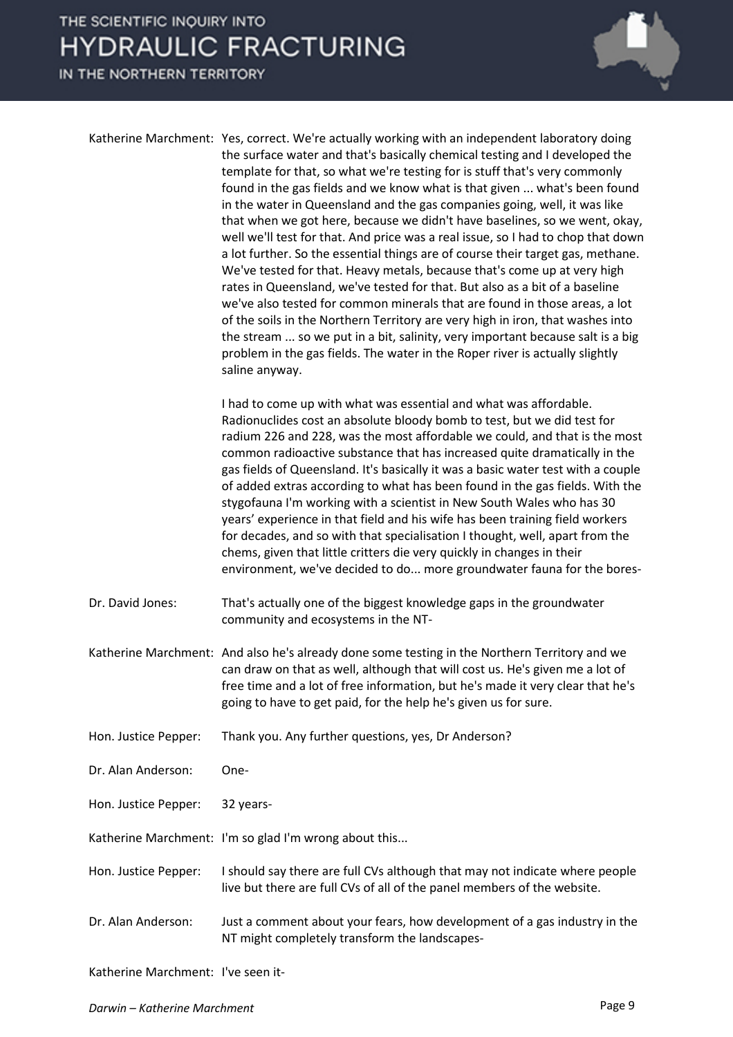**Katherine Marchment:** Yes, correct. We're actually working with an independent laboratory doing the surface water and that's basically chemical testing and I developed the template for that, so what we're testing for is stuff that's very commonly found in the gas fields and we know what is that given ... what's been found in the water in Queensland and the gas companies going, well, it was like that when we got here, because we didn't have baselines, so we went, okay, well we'll test for that. And price was a real issue, so I had to chop that down a lot further. So the essential things are of course their target gas, methane. We've tested for that. Heavy metals, because that's come up at very high rates in Queensland, we've tested for that. But also as a bit of a baseline we've also tested for common minerals that are found in those areas, a lot of the soils in the Northern Territory are very high in iron, that washes into the stream ... so we put in a bit, salinity, very important because salt is a big problem in the gas fields. The water in the Roper river is actually slightly saline anyway.

I had to come up with what was essential and what was affordable. Radionuclides cost an absolute bloody bomb to test, but we did test for radium 226 and 228, was the most affordable we could, and that is the most common radioactive substance that has increased quite dramatically in the gas fields of Queensland. It's basically it was a basic water test with a couple of added extras according to what has been found in the gas fields. With the stygofauna I'm working with a scientist in New South Wales who has 30 years' experience in that field and his wife has been training field workers for decades, and so with that specialisation I thought, well, apart from the chems, given that little critters die very quickly in changes in their environment, we've decided to do... more groundwater fauna for the bores-

**Dr. David Jones:** That's actually one of the biggest knowledge gaps in the groundwater community and ecosystems in the NT-

**Katherine Marchment:** And also he's already done some testing in the Northern Territory and we can draw on that as well, although that will cost us. He's given me a lot of free time and a lot of free information, but he's made it very clear that he's going to have to get paid, for the help he's given us for sure.

**Hon. Justice Pepper:** Thank you. Any further questions, yes, Dr Anderson?

**Dr. Alan Anderson:** One-

**Hon. Justice Pepper:** 32 years-

**Katherine Marchment:** I'm so glad I'm wrong about this...

**Hon. Justice Pepper:** I should say there are full CVs although that may not indicate where people live but there are full CVs of all of the panel members of the website.

**Dr. Alan Anderson:** Just a comment about your fears, how development of a gas industry in the NT might completely transform the landscapes-

**Katherine Marchment:** I've seen it-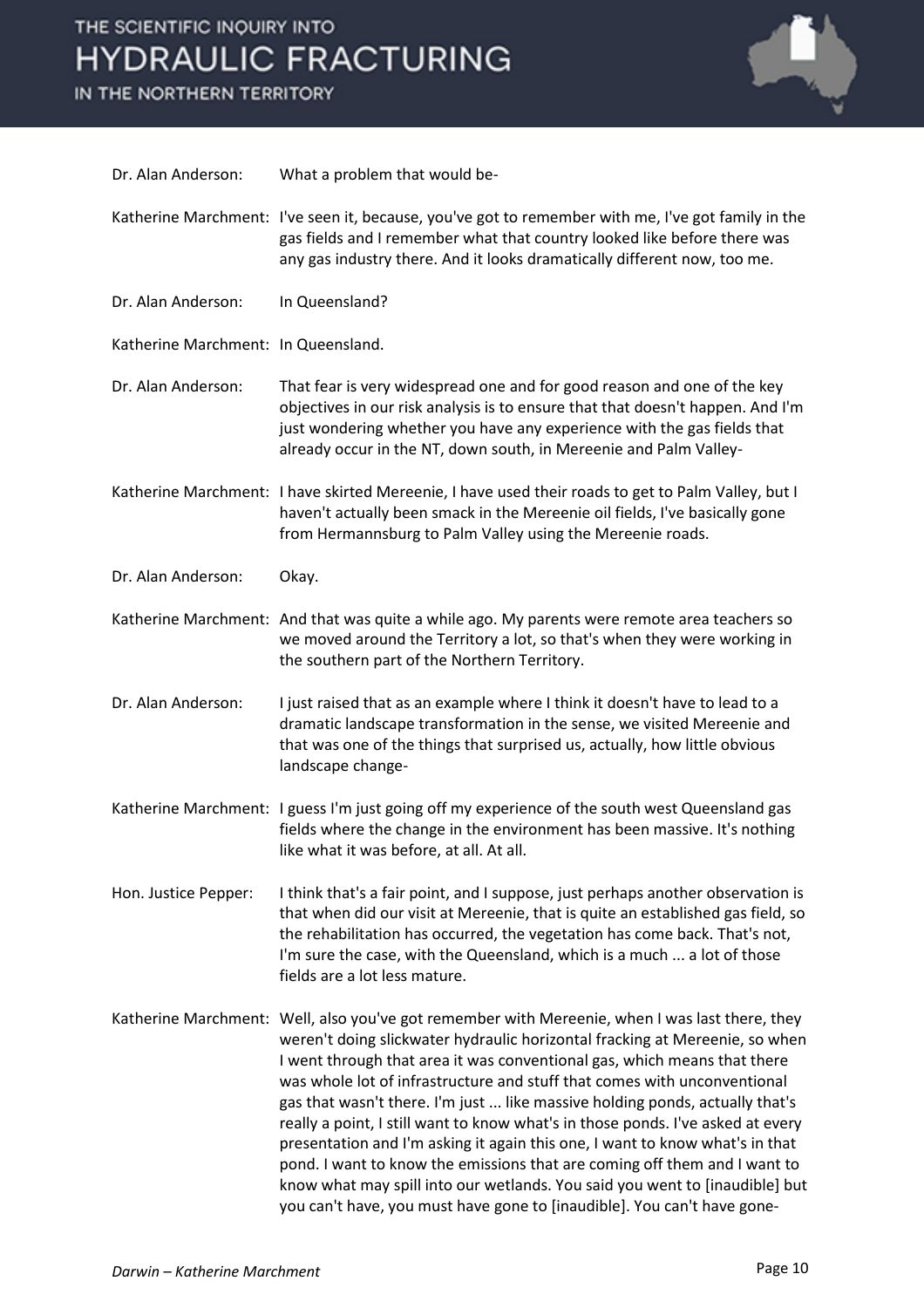Dr. Alan Anderson: What a problem that would be-

Katherine Marchment: I've seen it, because, you've got to remember with me, I've got family in the gas fields and I remember what that country looked like before there was any gas industry there. And it looks dramatically different now, too me.

Dr. Alan Anderson: In Queensland?

Katherine Marchment: In Queensland.

Dr. Alan Anderson: That fear is very widespread one and for good reason and one of the key objectives in our risk analysis is to ensure that that doesn't happen. And I'm just wondering whether you have any experience with the gas fields that already occur in the NT, down south, in Mereenie and Palm Valley-

Katherine Marchment: I have skirted Mereenie, I have used their roads to get to Palm Valley, but I haven't actually been smack in the Mereenie oil fields, I've basically gone from Hermannsburg to Palm Valley using the Mereenie roads.

Dr. Alan Anderson: Okay.

Katherine Marchment: And that was quite a while ago. My parents were remote area teachers so we moved around the Territory a lot, so that's when they were working in the southern part of the Northern Territory.

Dr. Alan Anderson: I just raised that as an example where I think it doesn't have to lead to a dramatic landscape transformation in the sense, we visited Mereenie and that was one of the things that surprised us, actually, how little obvious landscape change-

Katherine Marchment: I guess I'm just going off my experience of the south west Queensland gas fields where the change in the environment has been massive. It's nothing like what it was before, at all. At all.

Hon. Justice Pepper: I think that's a fair point, and I suppose, just perhaps another observation is that when did our visit at Mereenie, that is quite an established gas field, so the rehabilitation has occurred, the vegetation has come back. That's not, I'm sure the case, with the Queensland, which is a much ... a lot of those fields are a lot less mature.

Katherine Marchment: Well, also you've got remember with Mereenie, when I was last there, they weren't doing slickwater hydraulic horizontal fracking at Mereenie, so when I went through that area it was conventional gas, which means that there was whole lot of infrastructure and stuff that comes with unconventional gas that wasn't there. I'm just ... like massive holding ponds, actually that's really a point, I still want to know what's in those ponds. I've asked at every presentation and I'm asking it again this one, I want to know what's in that pond. I want to know the emissions that are coming off them and I want to know what may spill into our wetlands. You said you went to [inaudible] but you can't have, you must have gone to [inaudible]. You can't have gone-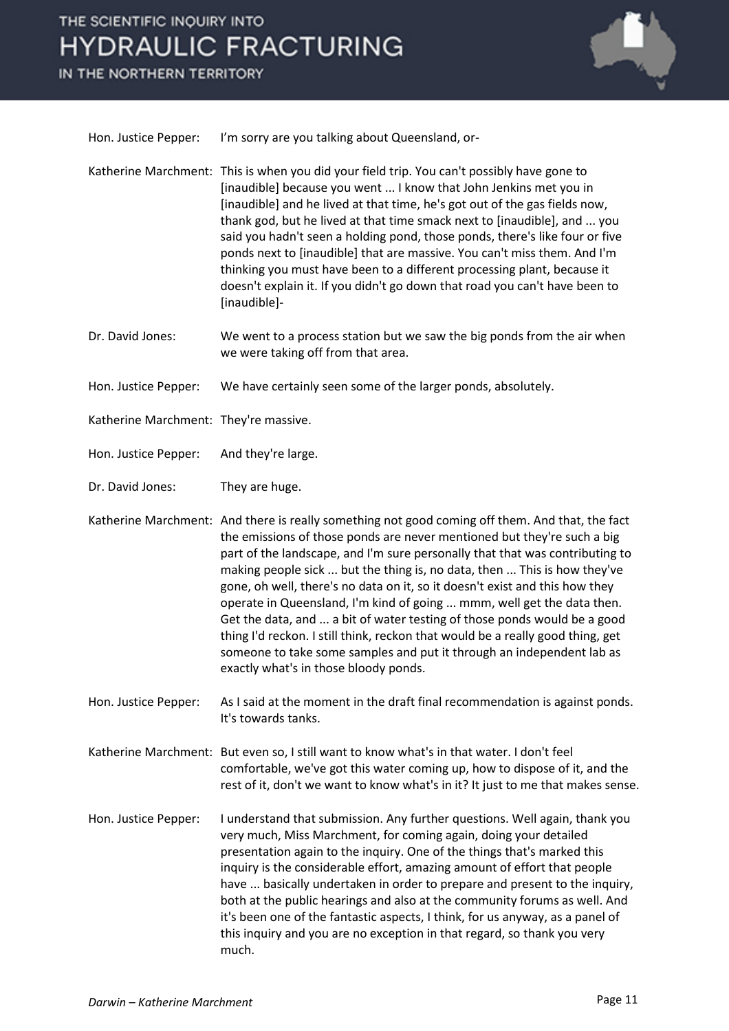Hon. Justice Pepper: I'm sorry are you talking about Queensland, or-

Katherine Marchment: This is when you did your field trip. You can't possibly have gone to [inaudible] because you went ... I know that John Jenkins met you in [inaudible] and he lived at that time, he's got out of the gas fields now, thank god, but he lived at that time smack next to [inaudible], and ... you said you hadn't seen a holding pond, those ponds, there's like four or five ponds next to [inaudible] that are massive. You can't miss them. And I'm thinking you must have been to a different processing plant, because it doesn't explain it. If you didn't go down that road you can't have been to [inaudible]-

Dr. David Jones: We went to a process station but we saw the big ponds from the air when we were taking off from that area.

Hon. Justice Pepper: We have certainly seen some of the larger ponds, absolutely.

Katherine Marchment: They're massive.

Hon. Justice Pepper: And they're large.

Dr. David Jones: They are huge.

Katherine Marchment: And there is really something not good coming off them. And that, the fact the emissions of those ponds are never mentioned but they're such a big part of the landscape, and I'm sure personally that that was contributing to making people sick ... but the thing is, no data, then ... This is how they've gone, oh well, there's no data on it, so it doesn't exist and this how they operate in Queensland, I'm kind of going ... mmm, well get the data then. Get the data, and ... a bit of water testing of those ponds would be a good thing I'd reckon. I still think, reckon that would be a really good thing, get someone to take some samples and put it through an independent lab as exactly what's in those bloody ponds.

Hon. Justice Pepper: As I said at the moment in the draft final recommendation is against ponds. It's towards tanks.

Katherine Marchment: But even so, I still want to know what's in that water. I don't feel comfortable, we've got this water coming up, how to dispose of it, and the rest of it, don't we want to know what's in it? It just to me that makes sense.

Hon. Justice Pepper: I understand that submission. Any further questions. Well again, thank you very much, Miss Marchment, for coming again, doing your detailed presentation again to the inquiry. One of the things that's marked this inquiry is the considerable effort, amazing amount of effort that people have ... basically undertaken in order to prepare and present to the inquiry, both at the public hearings and also at the community forums as well. And it's been one of the fantastic aspects, I think, for us anyway, as a panel of this inquiry and you are no exception in that regard, so thank you very much.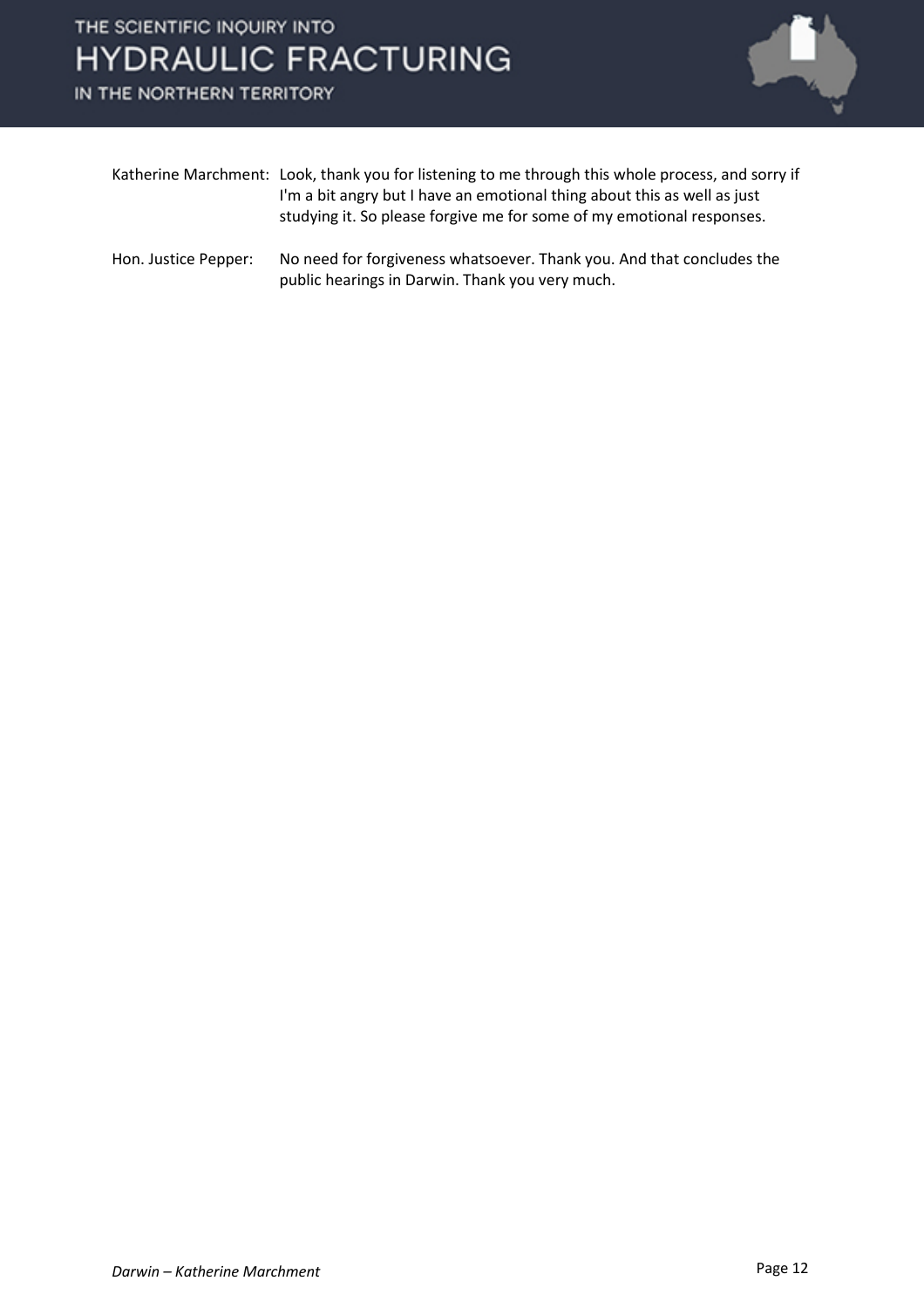Katherine Marchment: Look, thank you for listening to me through this whole process, and sorry if I'm a bit angry but I have an emotional thing about this as well as just studying it. So please forgive me for some of my emotional responses.

Hon. Justice Pepper: No need for forgiveness whatsoever. Thank you. And that concludes the public hearings in Darwin. Thank you very much.